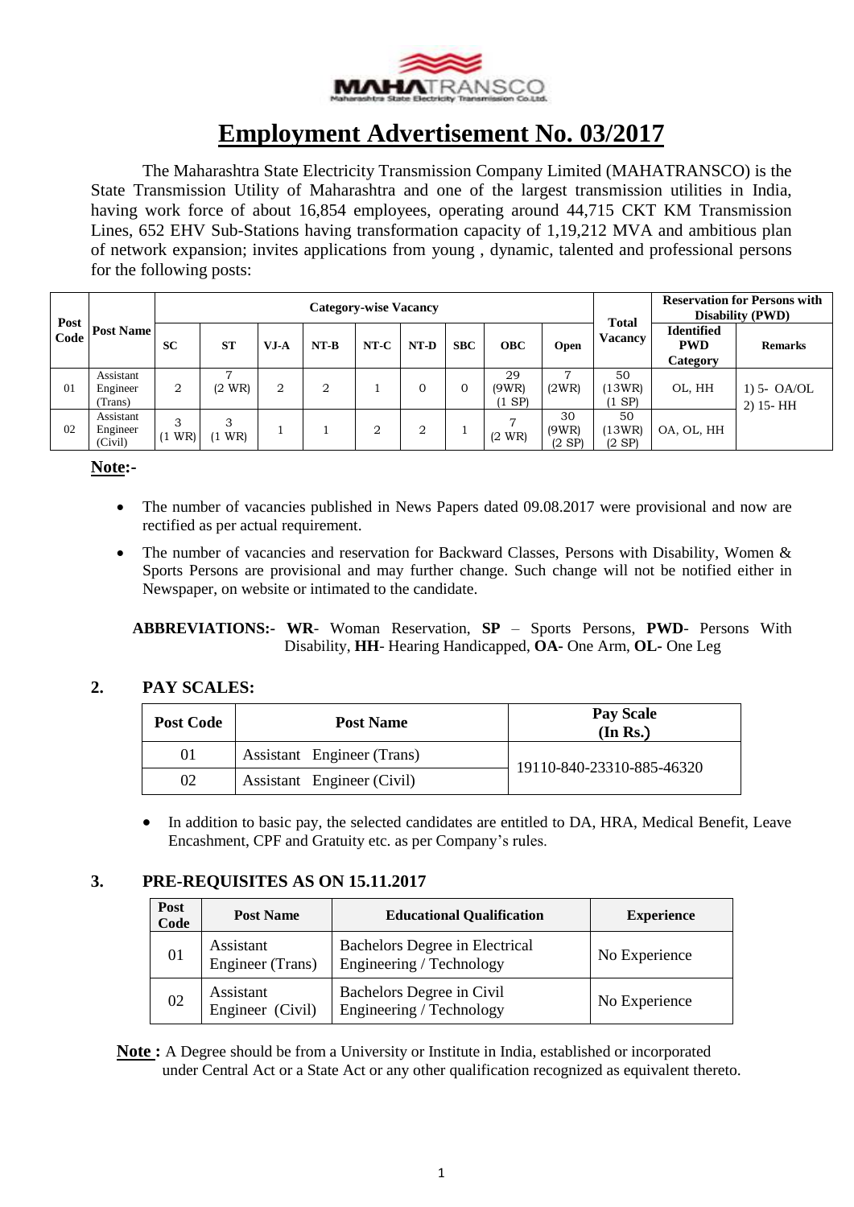# Employment Advertisement No. 03/2017

The Maharashtra State Electricity Transmission Company Limited (MAHATRANSCO) is the State Transmission Utility of Maharashtra and one of the largest transmission utilities in India, having work force of about 16,854 employees, operating around 44,715 CKT KM Transmission Lines, 652 EHV Sub-Stations having transformation capacity of 1,19,212 MVA and ambitious plan of network expansion; invites applications from young , dynamic, talented and professional persons for the following posts:

| Post Code | Post Name | Category-wise Vacancy | | | | | | | | | Total Vacancy | Reservation for Persons with Disability (PWD) | |
|---|---|---|---|---|---|---|---|---|---|---|---|---|---|
| | | SC | ST | VJ-A | NT-B | NT-C | NT-D | SBC | OBC | Open | | Identified PWD Category | Remarks |
| 01 | Assistant Engineer (Trans) | 2 | 7 (2 WR) | 2 | 2 | 1 | 0 | 0 | 29 (9WR) (1 SP) | 7 (2WR) | 50 (13WR) (1 SP) | OL, HH | 1) 5- OA/OL 2) 15- HH |
| 02 | Assistant Engineer (Civil) | 3 (1 WR) | 3 (1 WR) | 1 | 1 | 2 | 2 | 1 | 7 (2 WR) | 30 (9WR) (2 SP) | 50 (13WR) (2 SP) | OA, OL, HH | |

**Note:-**

- The number of vacancies published in News Papers dated 09.08.2017 were provisional and now are rectified as per actual requirement.
- The number of vacancies and reservation for Backward Classes, Persons with Disability, Women & Sports Persons are provisional and may further change. Such change will not be notified either in Newspaper, on website or intimated to the candidate.

**ABBREVIATIONS:- WR**- Woman Reservation, **SP** – Sports Persons, **PWD**- Persons With Disability, **HH**- Hearing Handicapped, **OA**- One Arm, **OL-** One Leg

## 2. PAY SCALES:

| Post Code | Post Name | Pay Scale (In Rs.) |
|---|---|---|
| 01 | Assistant Engineer (Trans) | 19110-840-23310-885-46320 |
| 02 | Assistant Engineer (Civil) | |

- In addition to basic pay, the selected candidates are entitled to DA, HRA, Medical Benefit, Leave Encashment, CPF and Gratuity etc. as per Company's rules.

## 3. PRE-REQUISITES AS ON 15.11.2017

| Post Code | Post Name | Educational Qualification | Experience |
|---|---|---|---|
| 01 | Assistant Engineer (Trans) | Bachelors Degree in Electrical Engineering / Technology | No Experience |
| 02 | Assistant Engineer (Civil) | Bachelors Degree in Civil Engineering / Technology | No Experience |

**Note :** A Degree should be from a University or Institute in India, established or incorporated under Central Act or a State Act or any other qualification recognized as equivalent thereto.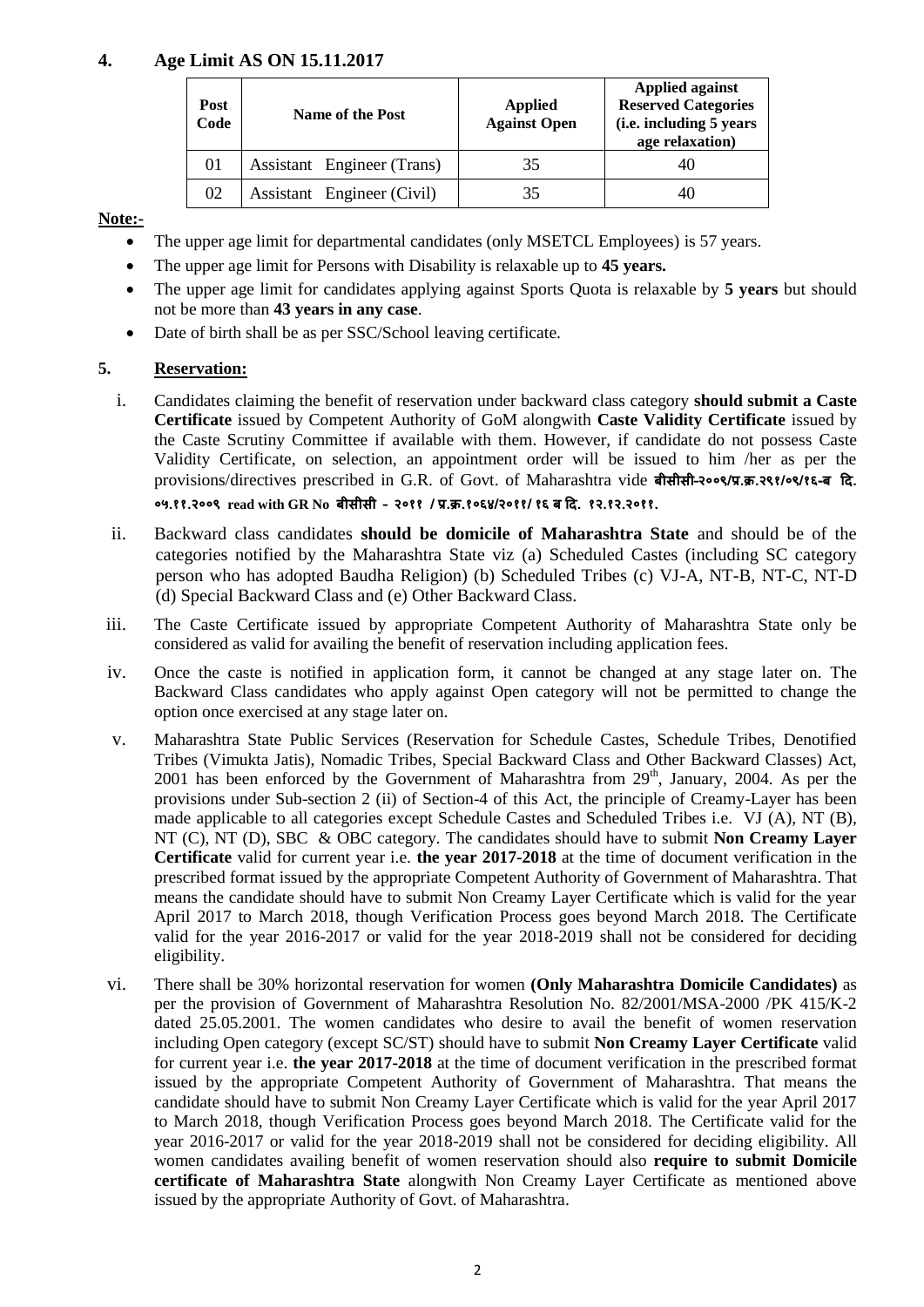## 4. Age Limit AS ON 15.11.2017

| Post Code | Name of the Post | Applied Against Open | Applied against Reserved Categories (i.e. including 5 years age relaxation) |
|---|---|---|---|
| 01 | Assistant Engineer (Trans) | 35 | 40 |
| 02 | Assistant Engineer (Civil) | 35 | 40 |

**Note:-**

- The upper age limit for departmental candidates (only MSETCL Employees) is 57 years.
- The upper age limit for Persons with Disability is relaxable up to **45 years.**
- The upper age limit for candidates applying against Sports Quota is relaxable by **5 years** but should not be more than **43 years in any case**.
- Date of birth shall be as per SSC/School leaving certificate.

## 5. Reservation:

i. Candidates claiming the benefit of reservation under backward class category **should submit a Caste Certificate** issued by Competent Authority of GoM alongwith **Caste Validity Certificate** issued by the Caste Scrutiny Committee if available with them. However, if candidate do not possess Caste Validity Certificate, on selection, an appointment order will be issued to him /her as per the provisions/directives prescribed in G.R. of Govt. of Maharashtra vide **बीसीसी-२००९/प्र.क्र.२९१/०९/१६-ब दि. ०५.११.२००९ read with GR No बीसीसी - २०११ / प्र.क्र.१०६४/२०११/ १६ ब दि. १२.१२.२०११.**

ii. Backward class candidates **should be domicile of Maharashtra State** and should be of the categories notified by the Maharashtra State viz (a) Scheduled Castes (including SC category person who has adopted Baudha Religion) (b) Scheduled Tribes (c) VJ-A, NT-B, NT-C, NT-D (d) Special Backward Class and (e) Other Backward Class.

iii. The Caste Certificate issued by appropriate Competent Authority of Maharashtra State only be considered as valid for availing the benefit of reservation including application fees.

iv. Once the caste is notified in application form, it cannot be changed at any stage later on. The Backward Class candidates who apply against Open category will not be permitted to change the option once exercised at any stage later on.

v. Maharashtra State Public Services (Reservation for Schedule Castes, Schedule Tribes, Denotified Tribes (Vimukta Jatis), Nomadic Tribes, Special Backward Class and Other Backward Classes) Act, 2001 has been enforced by the Government of Maharashtra from 29th, January, 2004. As per the provisions under Sub-section 2 (ii) of Section-4 of this Act, the principle of Creamy-Layer has been made applicable to all categories except Schedule Castes and Scheduled Tribes i.e. VJ (A), NT (B), NT (C), NT (D), SBC & OBC category. The candidates should have to submit **Non Creamy Layer Certificate** valid for current year i.e. **the year 2017-2018** at the time of document verification in the prescribed format issued by the appropriate Competent Authority of Government of Maharashtra. That means the candidate should have to submit Non Creamy Layer Certificate which is valid for the year April 2017 to March 2018, though Verification Process goes beyond March 2018. The Certificate valid for the year 2016-2017 or valid for the year 2018-2019 shall not be considered for deciding eligibility.

vi. There shall be 30% horizontal reservation for women **(Only Maharashtra Domicile Candidates)** as per the provision of Government of Maharashtra Resolution No. 82/2001/MSA-2000 /PK 415/K-2 dated 25.05.2001. The women candidates who desire to avail the benefit of women reservation including Open category (except SC/ST) should have to submit **Non Creamy Layer Certificate** valid for current year i.e. **the year 2017-2018** at the time of document verification in the prescribed format issued by the appropriate Competent Authority of Government of Maharashtra. That means the candidate should have to submit Non Creamy Layer Certificate which is valid for the year April 2017 to March 2018, though Verification Process goes beyond March 2018. The Certificate valid for the year 2016-2017 or valid for the year 2018-2019 shall not be considered for deciding eligibility. All women candidates availing benefit of women reservation should also **require to submit Domicile certificate of Maharashtra State** alongwith Non Creamy Layer Certificate as mentioned above issued by the appropriate Authority of Govt. of Maharashtra.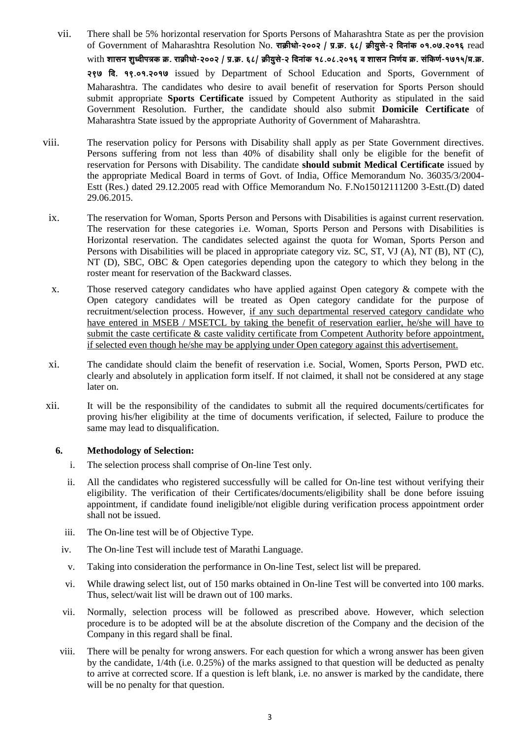vii. There shall be 5% horizontal reservation for Sports Persons of Maharashtra State as per the provision of Government of Maharashtra Resolution No. **राक्रीधो-२००२ / प्र.क्र. ६८/ क्रीयुसे-२ दिनांक ०१.०७.२०१६** read with **शासन शुध्दीपत्रक क्र. राक्रीधो-२००२ / प्र.क्र. ६८/ क्रीयुसे-२ दिनांक १८.०८.२०१६ व शासन निर्णय क्र. संकिर्ण-१७१५/प्र.क्र. २९७ दि. ११.०१.२०१७** issued by Department of School Education and Sports, Government of Maharashtra. The candidates who desire to avail benefit of reservation for Sports Person should submit appropriate **Sports Certificate** issued by Competent Authority as stipulated in the said Government Resolution. Further, the candidate should also submit **Domicile Certificate** of Maharashtra State issued by the appropriate Authority of Government of Maharashtra.

viii. The reservation policy for Persons with Disability shall apply as per State Government directives. Persons suffering from not less than 40% of disability shall only be eligible for the benefit of reservation for Persons with Disability. The candidate **should submit Medical Certificate** issued by the appropriate Medical Board in terms of Govt. of India, Office Memorandum No. 36035/3/2004-Estt (Res.) dated 29.12.2005 read with Office Memorandum No. F.No15012111200 3-Estt.(D) dated 29.06.2015.

ix. The reservation for Woman, Sports Person and Persons with Disabilities is against current reservation. The reservation for these categories i.e. Woman, Sports Person and Persons with Disabilities is Horizontal reservation. The candidates selected against the quota for Woman, Sports Person and Persons with Disabilities will be placed in appropriate category viz. SC, ST, VJ (A), NT (B), NT (C), NT (D), SBC, OBC & Open categories depending upon the category to which they belong in the roster meant for reservation of the Backward classes.

x. Those reserved category candidates who have applied against Open category & compete with the Open category candidates will be treated as Open category candidate for the purpose of recruitment/selection process. However, <u>if any such departmental reserved category candidate who have entered in MSEB / MSETCL by taking the benefit of reservation earlier, he/she will have to submit the caste certificate & caste validity certificate from Competent Authority before appointment, if selected even though he/she may be applying under Open category against this advertisement.</u>

xi. The candidate should claim the benefit of reservation i.e. Social, Women, Sports Person, PWD etc. clearly and absolutely in application form itself. If not claimed, it shall not be considered at any stage later on.

xii. It will be the responsibility of the candidates to submit all the required documents/certificates for proving his/her eligibility at the time of documents verification, if selected, Failure to produce the same may lead to disqualification.

### 6. Methodology of Selection:

i. The selection process shall comprise of On-line Test only.

ii. All the candidates who registered successfully will be called for On-line test without verifying their eligibility. The verification of their Certificates/documents/eligibility shall be done before issuing appointment, if candidate found ineligible/not eligible during verification process appointment order shall not be issued.

iii. The On-line test will be of Objective Type.

iv. The On-line Test will include test of Marathi Language.

v. Taking into consideration the performance in On-line Test, select list will be prepared.

vi. While drawing select list, out of 150 marks obtained in On-line Test will be converted into 100 marks. Thus, select/wait list will be drawn out of 100 marks.

vii. Normally, selection process will be followed as prescribed above. However, which selection procedure is to be adopted will be at the absolute discretion of the Company and the decision of the Company in this regard shall be final.

viii. There will be penalty for wrong answers. For each question for which a wrong answer has been given by the candidate, 1/4th (i.e. 0.25%) of the marks assigned to that question will be deducted as penalty to arrive at corrected score. If a question is left blank, i.e. no answer is marked by the candidate, there will be no penalty for that question.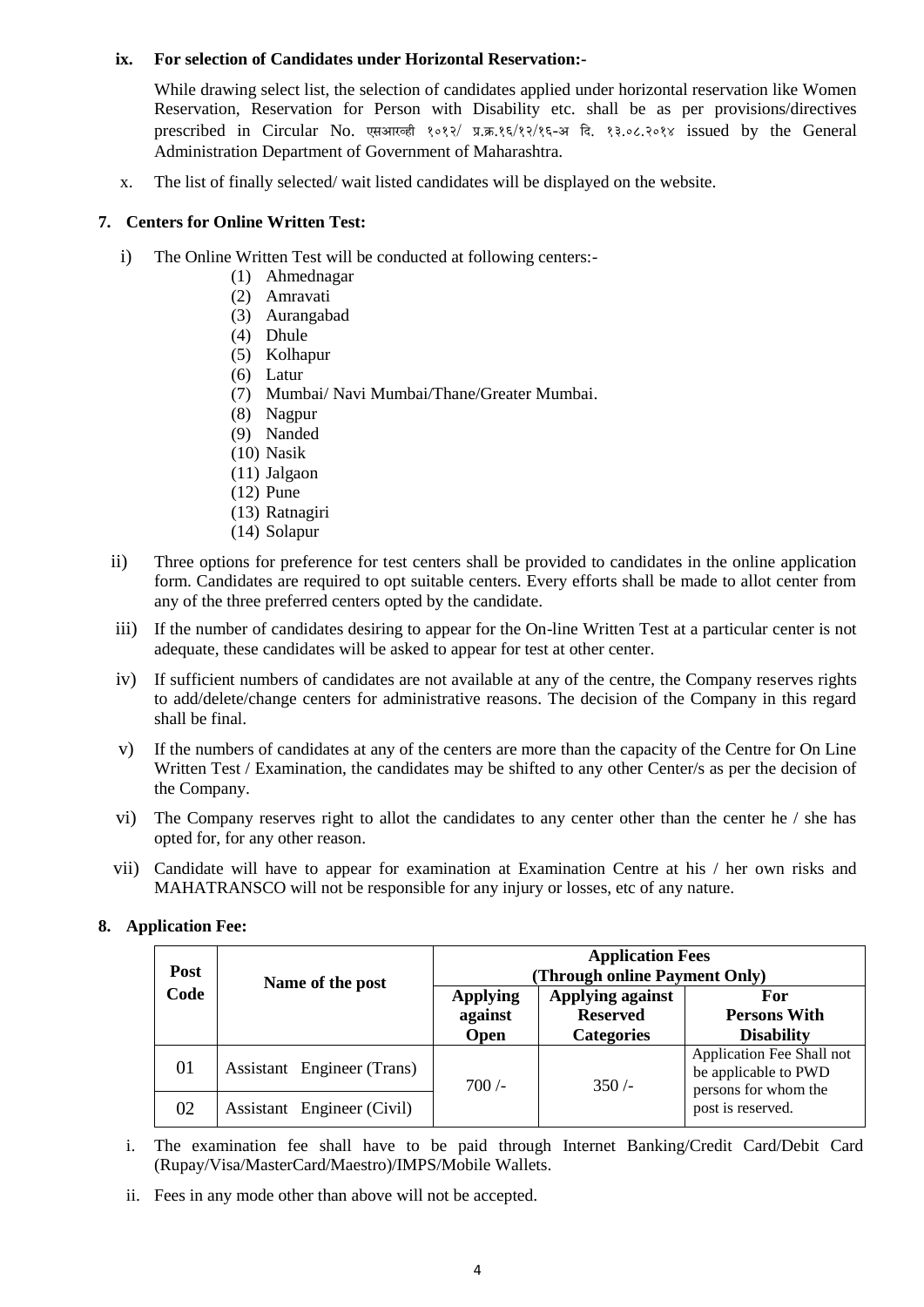**ix. For selection of Candidates under Horizontal Reservation:-**

While drawing select list, the selection of candidates applied under horizontal reservation like Women Reservation, Reservation for Person with Disability etc. shall be as per provisions/directives prescribed in Circular No. एसआरव्ही १०१२/ प्र.क्र.१६/१२/१६-अ दि. १३.०८.२०१४ issued by the General Administration Department of Government of Maharashtra.

x. The list of finally selected/ wait listed candidates will be displayed on the website.

## 7. Centers for Online Written Test:

i) The Online Written Test will be conducted at following centers:-

(1) Ahmednagar
(2) Amravati
(3) Aurangabad
(4) Dhule
(5) Kolhapur
(6) Latur
(7) Mumbai/ Navi Mumbai/Thane/Greater Mumbai.
(8) Nagpur
(9) Nanded
(10) Nasik
(11) Jalgaon
(12) Pune
(13) Ratnagiri
(14) Solapur

ii) Three options for preference for test centers shall be provided to candidates in the online application form. Candidates are required to opt suitable centers. Every efforts shall be made to allot center from any of the three preferred centers opted by the candidate.

iii) If the number of candidates desiring to appear for the On-line Written Test at a particular center is not adequate, these candidates will be asked to appear for test at other center.

iv) If sufficient numbers of candidates are not available at any of the centre, the Company reserves rights to add/delete/change centers for administrative reasons. The decision of the Company in this regard shall be final.

v) If the numbers of candidates at any of the centers are more than the capacity of the Centre for On Line Written Test / Examination, the candidates may be shifted to any other Center/s as per the decision of the Company.

vi) The Company reserves right to allot the candidates to any center other than the center he / she has opted for, for any other reason.

vii) Candidate will have to appear for examination at Examination Centre at his / her own risks and MAHATRANSCO will not be responsible for any injury or losses, etc of any nature.

## 8. Application Fee:

| Post Code | Name of the post | Application Fees (Through online Payment Only) | | |
|---|---|---|---|---|
| | | Applying against Open | Applying against Reserved Categories | For Persons With Disability |
| 01 | Assistant Engineer (Trans) | 700 /- | 350 /- | Application Fee Shall not be applicable to PWD persons for whom the post is reserved. |
| 02 | Assistant Engineer (Civil) | | | |

i. The examination fee shall have to be paid through Internet Banking/Credit Card/Debit Card (Rupay/Visa/MasterCard/Maestro)/IMPS/Mobile Wallets.

ii. Fees in any mode other than above will not be accepted.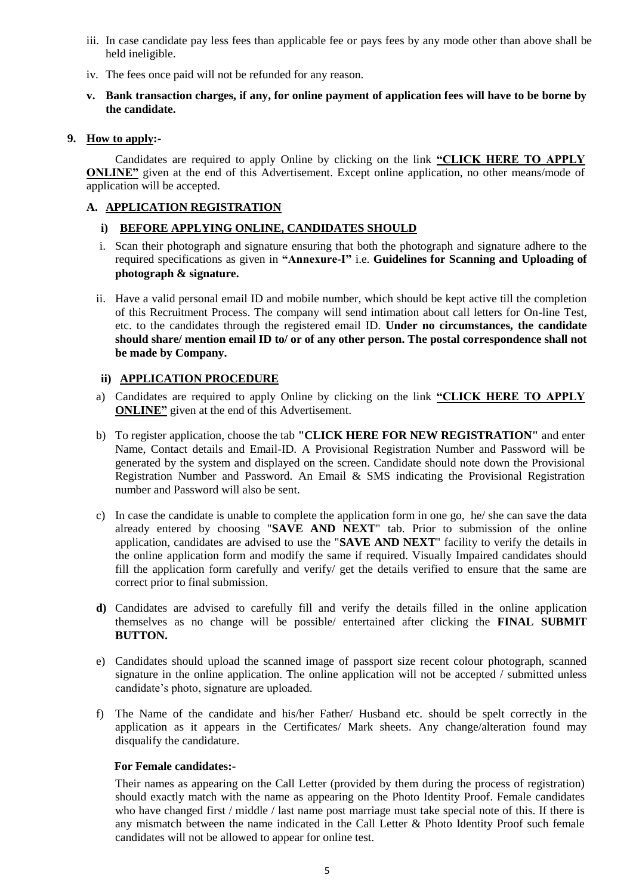iii. In case candidate pay less fees than applicable fee or pays fees by any mode other than above shall be held ineligible.

iv. The fees once paid will not be refunded for any reason.

**v. Bank transaction charges, if any, for online payment of application fees will have to be borne by the candidate.**

## 9. How to apply:-

Candidates are required to apply Online by clicking on the link **"CLICK HERE TO APPLY ONLINE"** given at the end of this Advertisement. Except online application, no other means/mode of application will be accepted.

### A. APPLICATION REGISTRATION

#### i) BEFORE APPLYING ONLINE, CANDIDATES SHOULD

i. Scan their photograph and signature ensuring that both the photograph and signature adhere to the required specifications as given in **"Annexure-I"** i.e. **Guidelines for Scanning and Uploading of photograph & signature.**

ii. Have a valid personal email ID and mobile number, which should be kept active till the completion of this Recruitment Process. The company will send intimation about call letters for On-line Test, etc. to the candidates through the registered email ID. **Under no circumstances, the candidate should share/ mention email ID to/ or of any other person. The postal correspondence shall not be made by Company.**

#### ii) APPLICATION PROCEDURE

a) Candidates are required to apply Online by clicking on the link **"CLICK HERE TO APPLY ONLINE"** given at the end of this Advertisement.

b) To register application, choose the tab **"CLICK HERE FOR NEW REGISTRATION"** and enter Name, Contact details and Email-ID. A Provisional Registration Number and Password will be generated by the system and displayed on the screen. Candidate should note down the Provisional Registration Number and Password. An Email & SMS indicating the Provisional Registration number and Password will also be sent.

c) In case the candidate is unable to complete the application form in one go, he/ she can save the data already entered by choosing "**SAVE AND NEXT**" tab. Prior to submission of the online application, candidates are advised to use the "**SAVE AND NEXT**" facility to verify the details in the online application form and modify the same if required. Visually Impaired candidates should fill the application form carefully and verify/ get the details verified to ensure that the same are correct prior to final submission.

**d)** Candidates are advised to carefully fill and verify the details filled in the online application themselves as no change will be possible/ entertained after clicking the **FINAL SUBMIT BUTTON.**

e) Candidates should upload the scanned image of passport size recent colour photograph, scanned signature in the online application. The online application will not be accepted / submitted unless candidate's photo, signature are uploaded.

f) The Name of the candidate and his/her Father/ Husband etc. should be spelt correctly in the application as it appears in the Certificates/ Mark sheets. Any change/alteration found may disqualify the candidature.

**For Female candidates:-**

Their names as appearing on the Call Letter (provided by them during the process of registration) should exactly match with the name as appearing on the Photo Identity Proof. Female candidates who have changed first / middle / last name post marriage must take special note of this. If there is any mismatch between the name indicated in the Call Letter & Photo Identity Proof such female candidates will not be allowed to appear for online test.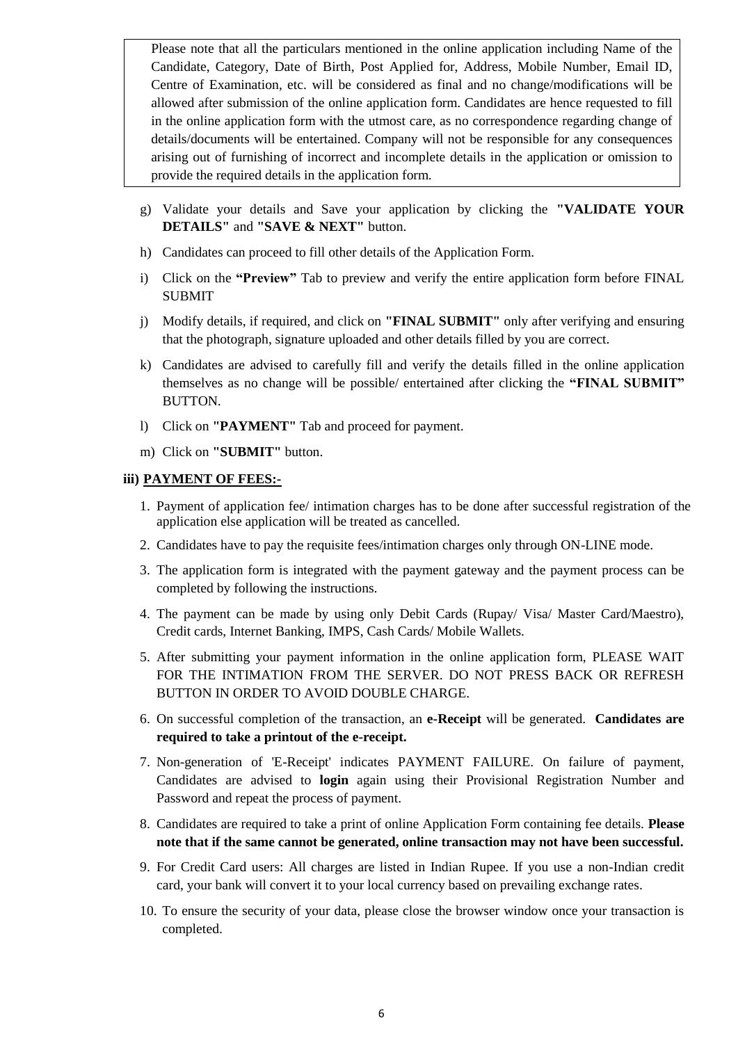> Please note that all the particulars mentioned in the online application including Name of the Candidate, Category, Date of Birth, Post Applied for, Address, Mobile Number, Email ID, Centre of Examination, etc. will be considered as final and no change/modifications will be allowed after submission of the online application form. Candidates are hence requested to fill in the online application form with the utmost care, as no correspondence regarding change of details/documents will be entertained. Company will not be responsible for any consequences arising out of furnishing of incorrect and incomplete details in the application or omission to provide the required details in the application form.

g) Validate your details and Save your application by clicking the **"VALIDATE YOUR DETAILS"** and **"SAVE & NEXT"** button.

h) Candidates can proceed to fill other details of the Application Form.

i) Click on the **"Preview"** Tab to preview and verify the entire application form before FINAL SUBMIT

j) Modify details, if required, and click on **"FINAL SUBMIT"** only after verifying and ensuring that the photograph, signature uploaded and other details filled by you are correct.

k) Candidates are advised to carefully fill and verify the details filled in the online application themselves as no change will be possible/ entertained after clicking the **"FINAL SUBMIT"** BUTTON.

l) Click on **"PAYMENT"** Tab and proceed for payment.

m) Click on **"SUBMIT"** button.

**iii) PAYMENT OF FEES:-**

1. Payment of application fee/ intimation charges has to be done after successful registration of the application else application will be treated as cancelled.
2. Candidates have to pay the requisite fees/intimation charges only through ON-LINE mode.
3. The application form is integrated with the payment gateway and the payment process can be completed by following the instructions.
4. The payment can be made by using only Debit Cards (Rupay/ Visa/ Master Card/Maestro), Credit cards, Internet Banking, IMPS, Cash Cards/ Mobile Wallets.
5. After submitting your payment information in the online application form, PLEASE WAIT FOR THE INTIMATION FROM THE SERVER. DO NOT PRESS BACK OR REFRESH BUTTON IN ORDER TO AVOID DOUBLE CHARGE.
6. On successful completion of the transaction, an **e-Receipt** will be generated. **Candidates are required to take a printout of the e-receipt.**
7. Non-generation of 'E-Receipt' indicates PAYMENT FAILURE. On failure of payment, Candidates are advised to **login** again using their Provisional Registration Number and Password and repeat the process of payment.
8. Candidates are required to take a print of online Application Form containing fee details. **Please note that if the same cannot be generated, online transaction may not have been successful.**
9. For Credit Card users: All charges are listed in Indian Rupee. If you use a non-Indian credit card, your bank will convert it to your local currency based on prevailing exchange rates.
10. To ensure the security of your data, please close the browser window once your transaction is completed.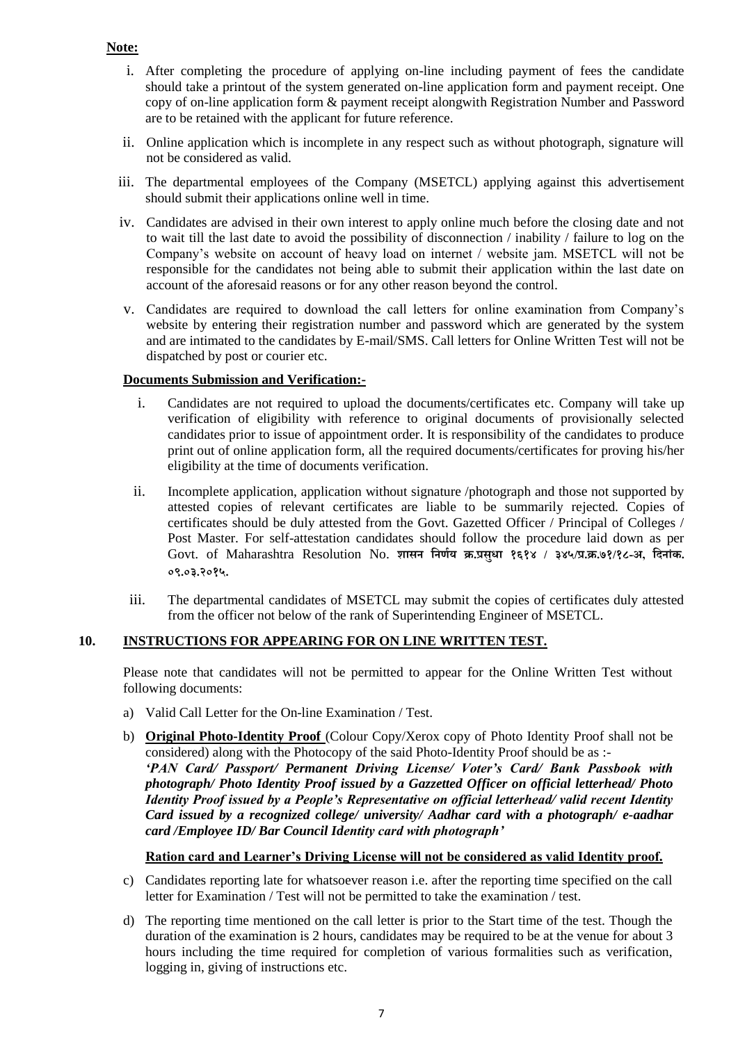**Note:**

i. After completing the procedure of applying on-line including payment of fees the candidate should take a printout of the system generated on-line application form and payment receipt. One copy of on-line application form & payment receipt alongwith Registration Number and Password are to be retained with the applicant for future reference.

ii. Online application which is incomplete in any respect such as without photograph, signature will not be considered as valid.

iii. The departmental employees of the Company (MSETCL) applying against this advertisement should submit their applications online well in time.

iv. Candidates are advised in their own interest to apply online much before the closing date and not to wait till the last date to avoid the possibility of disconnection / inability / failure to log on the Company's website on account of heavy load on internet / website jam. MSETCL will not be responsible for the candidates not being able to submit their application within the last date on account of the aforesaid reasons or for any other reason beyond the control.

v. Candidates are required to download the call letters for online examination from Company's website by entering their registration number and password which are generated by the system and are intimated to the candidates by E-mail/SMS. Call letters for Online Written Test will not be dispatched by post or courier etc.

**Documents Submission and Verification:-**

i. Candidates are not required to upload the documents/certificates etc. Company will take up verification of eligibility with reference to original documents of provisionally selected candidates prior to issue of appointment order. It is responsibility of the candidates to produce print out of online application form, all the required documents/certificates for proving his/her eligibility at the time of documents verification.

ii. Incomplete application, application without signature /photograph and those not supported by attested copies of relevant certificates are liable to be summarily rejected. Copies of certificates should be duly attested from the Govt. Gazetted Officer / Principal of Colleges / Post Master. For self-attestation candidates should follow the procedure laid down as per Govt. of Maharashtra Resolution No. **शासन निर्णय क्र.प्रसुधा १६१४ / ३४५/प्र.क्र.७१/१८-अ, दिनांक. ०१.०३.२०१५.**

iii. The departmental candidates of MSETCL may submit the copies of certificates duly attested from the officer not below of the rank of Superintending Engineer of MSETCL.

## 10. INSTRUCTIONS FOR APPEARING FOR ON LINE WRITTEN TEST.

Please note that candidates will not be permitted to appear for the Online Written Test without following documents:

a) Valid Call Letter for the On-line Examination / Test.

b) **Original Photo-Identity Proof** (Colour Copy/Xerox copy of Photo Identity Proof shall not be considered) along with the Photocopy of the said Photo-Identity Proof should be as :-
***'PAN Card/ Passport/ Permanent Driving License/ Voter's Card/ Bank Passbook with photograph/ Photo Identity Proof issued by a Gazzetted Officer on official letterhead/ Photo Identity Proof issued by a People's Representative on official letterhead/ valid recent Identity Card issued by a recognized college/ university/ Aadhar card with a photograph/ e-aadhar card /Employee ID/ Bar Council Identity card with photograph'***

**Ration card and Learner's Driving License will not be considered as valid Identity proof.**

c) Candidates reporting late for whatsoever reason i.e. after the reporting time specified on the call letter for Examination / Test will not be permitted to take the examination / test.

d) The reporting time mentioned on the call letter is prior to the Start time of the test. Though the duration of the examination is 2 hours, candidates may be required to be at the venue for about 3 hours including the time required for completion of various formalities such as verification, logging in, giving of instructions etc.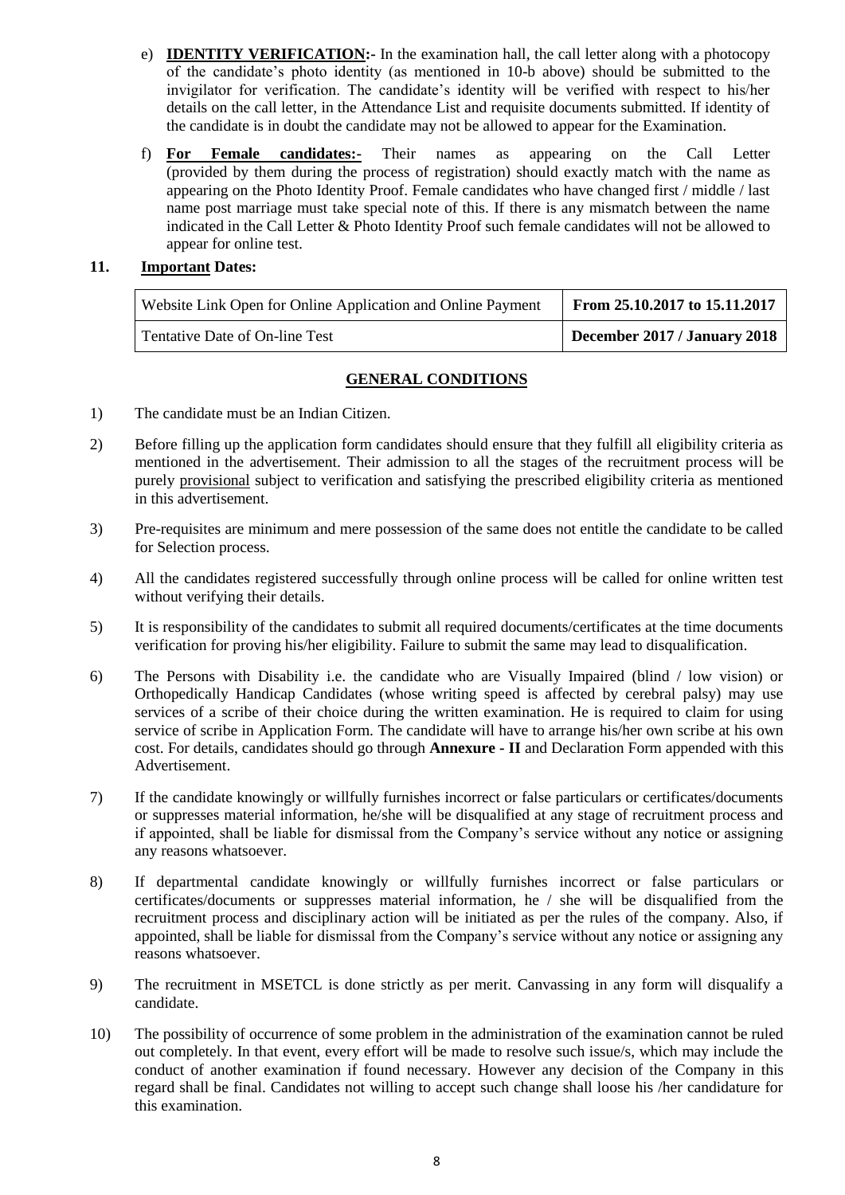e) **IDENTITY VERIFICATION:-** In the examination hall, the call letter along with a photocopy of the candidate's photo identity (as mentioned in 10-b above) should be submitted to the invigilator for verification. The candidate's identity will be verified with respect to his/her details on the call letter, in the Attendance List and requisite documents submitted. If identity of the candidate is in doubt the candidate may not be allowed to appear for the Examination.

f) **For Female candidates:-** Their names as appearing on the Call Letter (provided by them during the process of registration) should exactly match with the name as appearing on the Photo Identity Proof. Female candidates who have changed first / middle / last name post marriage must take special note of this. If there is any mismatch between the name indicated in the Call Letter & Photo Identity Proof such female candidates will not be allowed to appear for online test.

**11. Important Dates:**

| Website Link Open for Online Application and Online Payment | **From 25.10.2017 to 15.11.2017** |
|---|---|
| Tentative Date of On-line Test | **December 2017 / January 2018** |

## GENERAL CONDITIONS

1) The candidate must be an Indian Citizen.

2) Before filling up the application form candidates should ensure that they fulfill all eligibility criteria as mentioned in the advertisement. Their admission to all the stages of the recruitment process will be purely provisional subject to verification and satisfying the prescribed eligibility criteria as mentioned in this advertisement.

3) Pre-requisites are minimum and mere possession of the same does not entitle the candidate to be called for Selection process.

4) All the candidates registered successfully through online process will be called for online written test without verifying their details.

5) It is responsibility of the candidates to submit all required documents/certificates at the time documents verification for proving his/her eligibility. Failure to submit the same may lead to disqualification.

6) The Persons with Disability i.e. the candidate who are Visually Impaired (blind / low vision) or Orthopedically Handicap Candidates (whose writing speed is affected by cerebral palsy) may use services of a scribe of their choice during the written examination. He is required to claim for using service of scribe in Application Form. The candidate will have to arrange his/her own scribe at his own cost. For details, candidates should go through **Annexure - II** and Declaration Form appended with this Advertisement.

7) If the candidate knowingly or willfully furnishes incorrect or false particulars or certificates/documents or suppresses material information, he/she will be disqualified at any stage of recruitment process and if appointed, shall be liable for dismissal from the Company's service without any notice or assigning any reasons whatsoever.

8) If departmental candidate knowingly or willfully furnishes incorrect or false particulars or certificates/documents or suppresses material information, he / she will be disqualified from the recruitment process and disciplinary action will be initiated as per the rules of the company. Also, if appointed, shall be liable for dismissal from the Company's service without any notice or assigning any reasons whatsoever.

9) The recruitment in MSETCL is done strictly as per merit. Canvassing in any form will disqualify a candidate.

10) The possibility of occurrence of some problem in the administration of the examination cannot be ruled out completely. In that event, every effort will be made to resolve such issue/s, which may include the conduct of another examination if found necessary. However any decision of the Company in this regard shall be final. Candidates not willing to accept such change shall loose his /her candidature for this examination.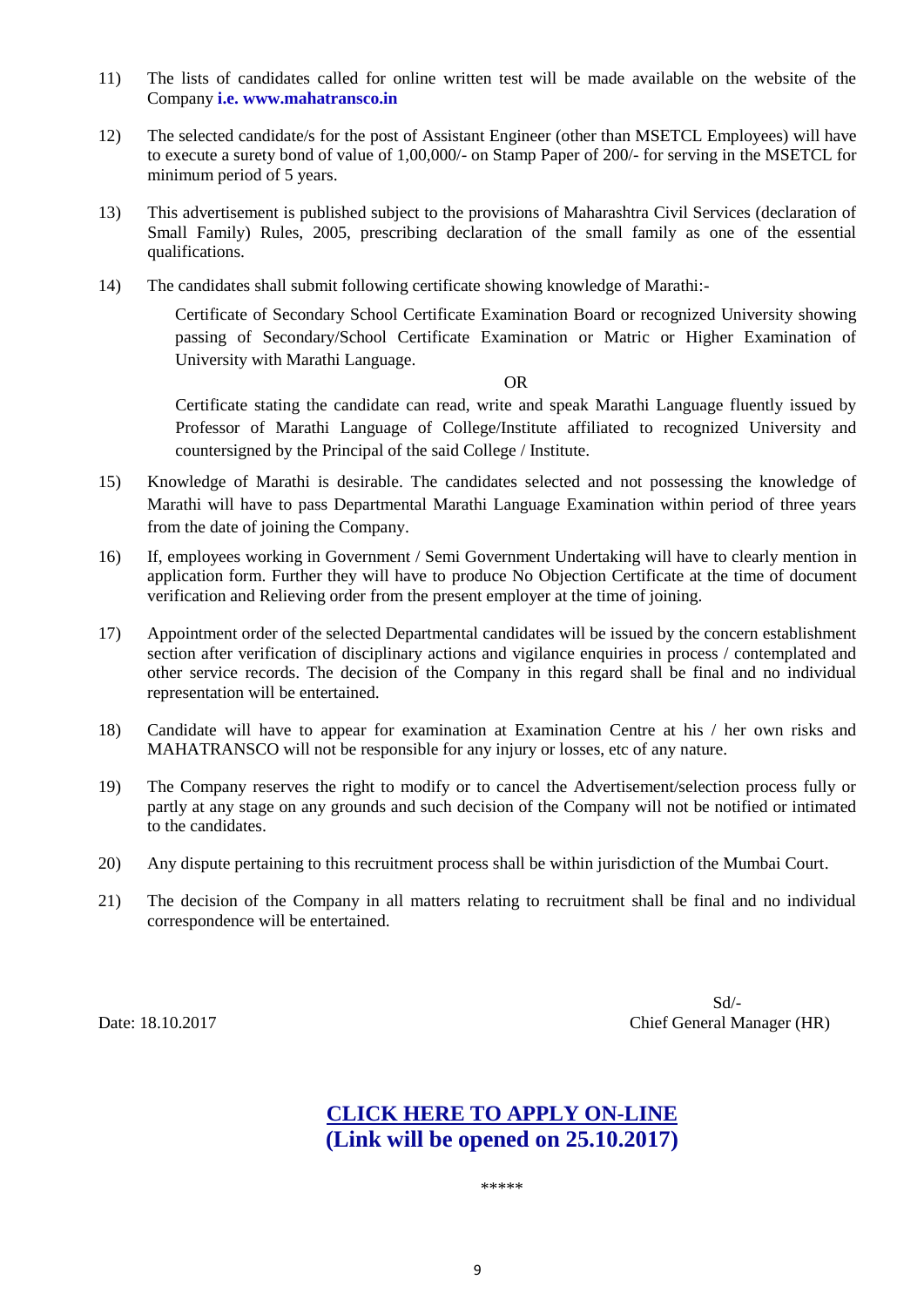11) The lists of candidates called for online written test will be made available on the website of the Company **i.e. www.mahatransco.in**

12) The selected candidate/s for the post of Assistant Engineer (other than MSETCL Employees) will have to execute a surety bond of value of 1,00,000/- on Stamp Paper of 200/- for serving in the MSETCL for minimum period of 5 years.

13) This advertisement is published subject to the provisions of Maharashtra Civil Services (declaration of Small Family) Rules, 2005, prescribing declaration of the small family as one of the essential qualifications.

14) The candidates shall submit following certificate showing knowledge of Marathi:-

    Certificate of Secondary School Certificate Examination Board or recognized University showing passing of Secondary/School Certificate Examination or Matric or Higher Examination of University with Marathi Language.

    OR

    Certificate stating the candidate can read, write and speak Marathi Language fluently issued by Professor of Marathi Language of College/Institute affiliated to recognized University and countersigned by the Principal of the said College / Institute.

15) Knowledge of Marathi is desirable. The candidates selected and not possessing the knowledge of Marathi will have to pass Departmental Marathi Language Examination within period of three years from the date of joining the Company.

16) If, employees working in Government / Semi Government Undertaking will have to clearly mention in application form. Further they will have to produce No Objection Certificate at the time of document verification and Relieving order from the present employer at the time of joining.

17) Appointment order of the selected Departmental candidates will be issued by the concern establishment section after verification of disciplinary actions and vigilance enquiries in process / contemplated and other service records. The decision of the Company in this regard shall be final and no individual representation will be entertained.

18) Candidate will have to appear for examination at Examination Centre at his / her own risks and MAHATRANSCO will not be responsible for any injury or losses, etc of any nature.

19) The Company reserves the right to modify or to cancel the Advertisement/selection process fully or partly at any stage on any grounds and such decision of the Company will not be notified or intimated to the candidates.

20) Any dispute pertaining to this recruitment process shall be within jurisdiction of the Mumbai Court.

21) The decision of the Company in all matters relating to recruitment shall be final and no individual correspondence will be entertained.

Sd/-

Date: 18.10.2017

Chief General Manager (HR)

**CLICK HERE TO APPLY ON-LINE**
**(Link will be opened on 25.10.2017)**

*****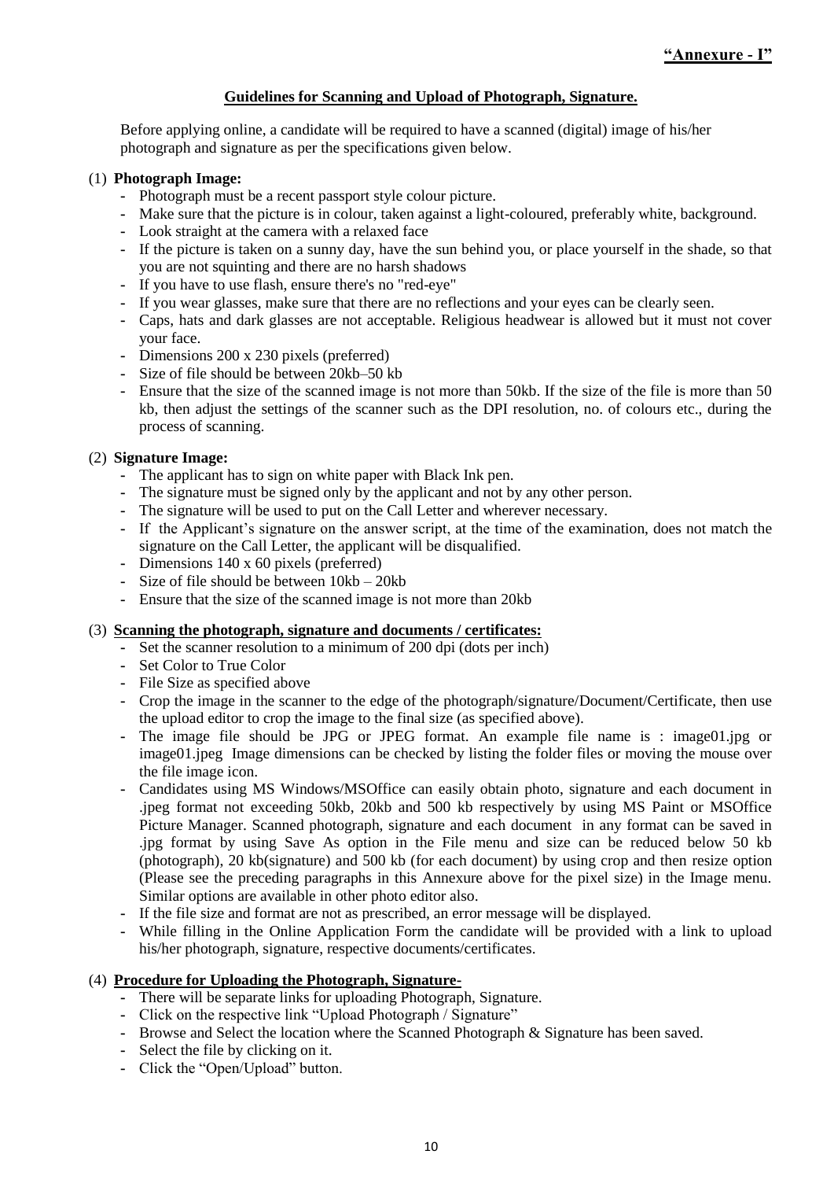**"Annexure - I"**

**Guidelines for Scanning and Upload of Photograph, Signature.**

Before applying online, a candidate will be required to have a scanned (digital) image of his/her photograph and signature as per the specifications given below.

(1) **Photograph Image:**

- Photograph must be a recent passport style colour picture.
- Make sure that the picture is in colour, taken against a light-coloured, preferably white, background.
- Look straight at the camera with a relaxed face
- If the picture is taken on a sunny day, have the sun behind you, or place yourself in the shade, so that you are not squinting and there are no harsh shadows
- If you have to use flash, ensure there's no "red-eye"
- If you wear glasses, make sure that there are no reflections and your eyes can be clearly seen.
- Caps, hats and dark glasses are not acceptable. Religious headwear is allowed but it must not cover your face.
- Dimensions 200 x 230 pixels (preferred)
- Size of file should be between 20kb–50 kb
- Ensure that the size of the scanned image is not more than 50kb. If the size of the file is more than 50 kb, then adjust the settings of the scanner such as the DPI resolution, no. of colours etc., during the process of scanning.

(2) **Signature Image:**

- The applicant has to sign on white paper with Black Ink pen.
- The signature must be signed only by the applicant and not by any other person.
- The signature will be used to put on the Call Letter and wherever necessary.
- If the Applicant's signature on the answer script, at the time of the examination, does not match the signature on the Call Letter, the applicant will be disqualified.
- Dimensions 140 x 60 pixels (preferred)
- Size of file should be between 10kb – 20kb
- Ensure that the size of the scanned image is not more than 20kb

(3) **Scanning the photograph, signature and documents / certificates:**

- Set the scanner resolution to a minimum of 200 dpi (dots per inch)
- Set Color to True Color
- File Size as specified above
- Crop the image in the scanner to the edge of the photograph/signature/Document/Certificate, then use the upload editor to crop the image to the final size (as specified above).
- The image file should be JPG or JPEG format. An example file name is : image01.jpg or image01.jpeg Image dimensions can be checked by listing the folder files or moving the mouse over the file image icon.
- Candidates using MS Windows/MSOffice can easily obtain photo, signature and each document in .jpeg format not exceeding 50kb, 20kb and 500 kb respectively by using MS Paint or MSOffice Picture Manager. Scanned photograph, signature and each document in any format can be saved in .jpg format by using Save As option in the File menu and size can be reduced below 50 kb (photograph), 20 kb(signature) and 500 kb (for each document) by using crop and then resize option (Please see the preceding paragraphs in this Annexure above for the pixel size) in the Image menu. Similar options are available in other photo editor also.
- If the file size and format are not as prescribed, an error message will be displayed.
- While filling in the Online Application Form the candidate will be provided with a link to upload his/her photograph, signature, respective documents/certificates.

(4) **Procedure for Uploading the Photograph, Signature-**

- There will be separate links for uploading Photograph, Signature.
- Click on the respective link "Upload Photograph / Signature"
- Browse and Select the location where the Scanned Photograph & Signature has been saved.
- Select the file by clicking on it.
- Click the "Open/Upload" button.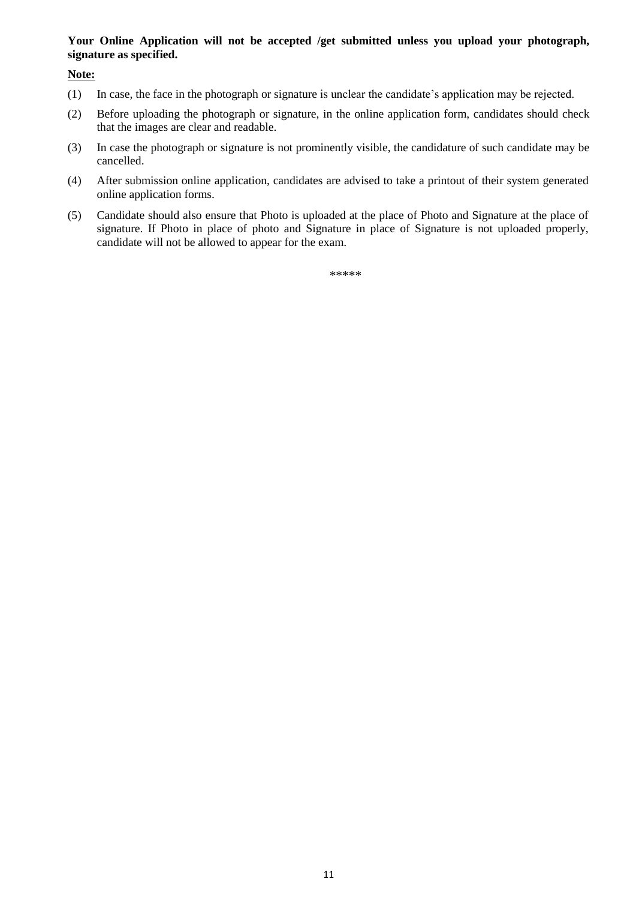**Your Online Application will not be accepted /get submitted unless you upload your photograph, signature as specified.**

**Note:**

(1) In case, the face in the photograph or signature is unclear the candidate's application may be rejected.

(2) Before uploading the photograph or signature, in the online application form, candidates should check that the images are clear and readable.

(3) In case the photograph or signature is not prominently visible, the candidature of such candidate may be cancelled.

(4) After submission online application, candidates are advised to take a printout of their system generated online application forms.

(5) Candidate should also ensure that Photo is uploaded at the place of Photo and Signature at the place of signature. If Photo in place of photo and Signature in place of Signature is not uploaded properly, candidate will not be allowed to appear for the exam.

\*\*\*\*\*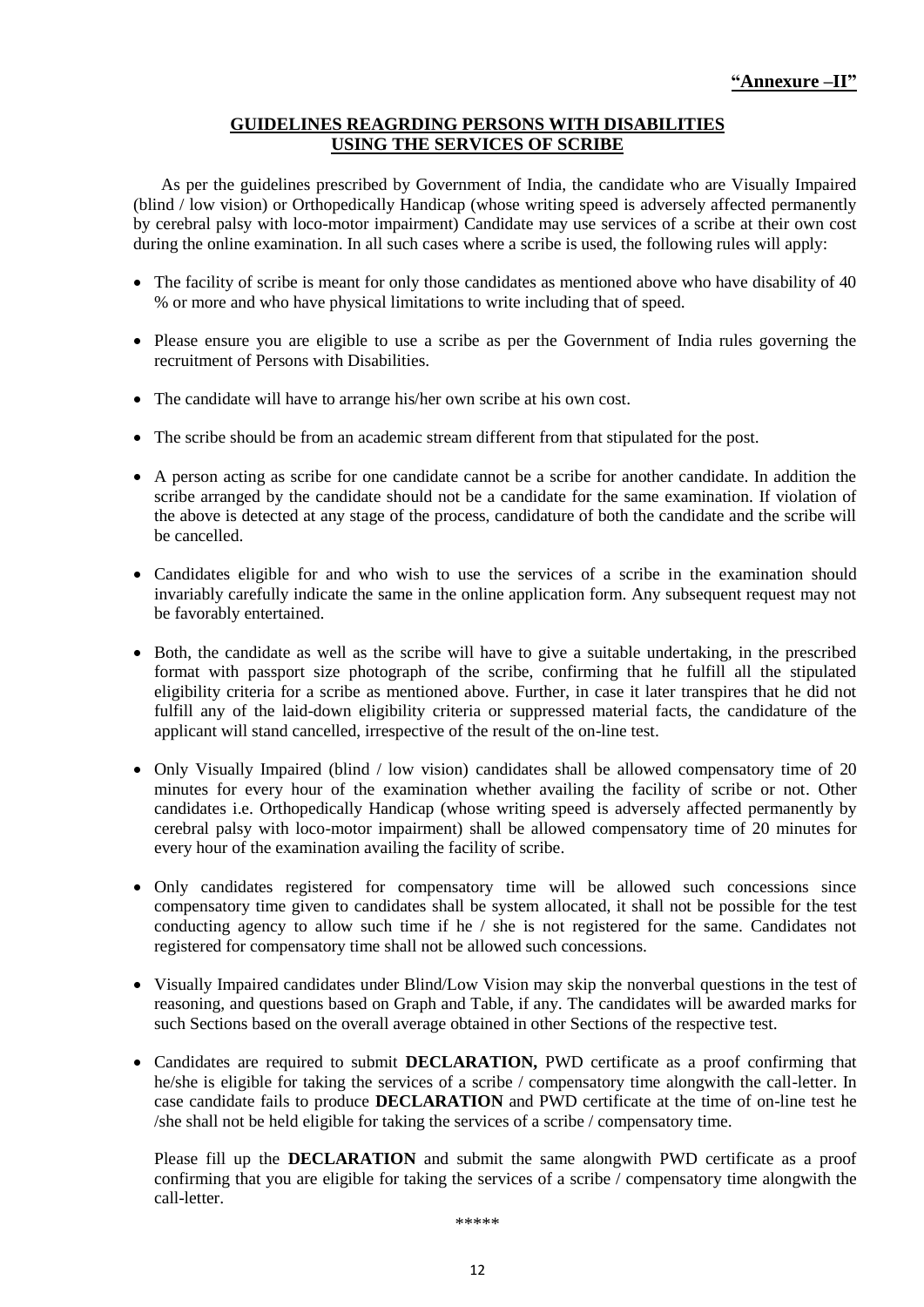**"Annexure –II"**

## GUIDELINES REAGRDING PERSONS WITH DISABILITIES USING THE SERVICES OF SCRIBE

As per the guidelines prescribed by Government of India, the candidate who are Visually Impaired (blind / low vision) or Orthopedically Handicap (whose writing speed is adversely affected permanently by cerebral palsy with loco-motor impairment) Candidate may use services of a scribe at their own cost during the online examination. In all such cases where a scribe is used, the following rules will apply:

- The facility of scribe is meant for only those candidates as mentioned above who have disability of 40 % or more and who have physical limitations to write including that of speed.
- Please ensure you are eligible to use a scribe as per the Government of India rules governing the recruitment of Persons with Disabilities.
- The candidate will have to arrange his/her own scribe at his own cost.
- The scribe should be from an academic stream different from that stipulated for the post.
- A person acting as scribe for one candidate cannot be a scribe for another candidate. In addition the scribe arranged by the candidate should not be a candidate for the same examination. If violation of the above is detected at any stage of the process, candidature of both the candidate and the scribe will be cancelled.
- Candidates eligible for and who wish to use the services of a scribe in the examination should invariably carefully indicate the same in the online application form. Any subsequent request may not be favorably entertained.
- Both, the candidate as well as the scribe will have to give a suitable undertaking, in the prescribed format with passport size photograph of the scribe, confirming that he fulfill all the stipulated eligibility criteria for a scribe as mentioned above. Further, in case it later transpires that he did not fulfill any of the laid-down eligibility criteria or suppressed material facts, the candidature of the applicant will stand cancelled, irrespective of the result of the on-line test.
- Only Visually Impaired (blind / low vision) candidates shall be allowed compensatory time of 20 minutes for every hour of the examination whether availing the facility of scribe or not. Other candidates i.e. Orthopedically Handicap (whose writing speed is adversely affected permanently by cerebral palsy with loco-motor impairment) shall be allowed compensatory time of 20 minutes for every hour of the examination availing the facility of scribe.
- Only candidates registered for compensatory time will be allowed such concessions since compensatory time given to candidates shall be system allocated, it shall not be possible for the test conducting agency to allow such time if he / she is not registered for the same. Candidates not registered for compensatory time shall not be allowed such concessions.
- Visually Impaired candidates under Blind/Low Vision may skip the nonverbal questions in the test of reasoning, and questions based on Graph and Table, if any. The candidates will be awarded marks for such Sections based on the overall average obtained in other Sections of the respective test.
- Candidates are required to submit **DECLARATION,** PWD certificate as a proof confirming that he/she is eligible for taking the services of a scribe / compensatory time alongwith the call-letter. In case candidate fails to produce **DECLARATION** and PWD certificate at the time of on-line test he /she shall not be held eligible for taking the services of a scribe / compensatory time.

Please fill up the **DECLARATION** and submit the same alongwith PWD certificate as a proof confirming that you are eligible for taking the services of a scribe / compensatory time alongwith the call-letter.

\*\*\*\*\*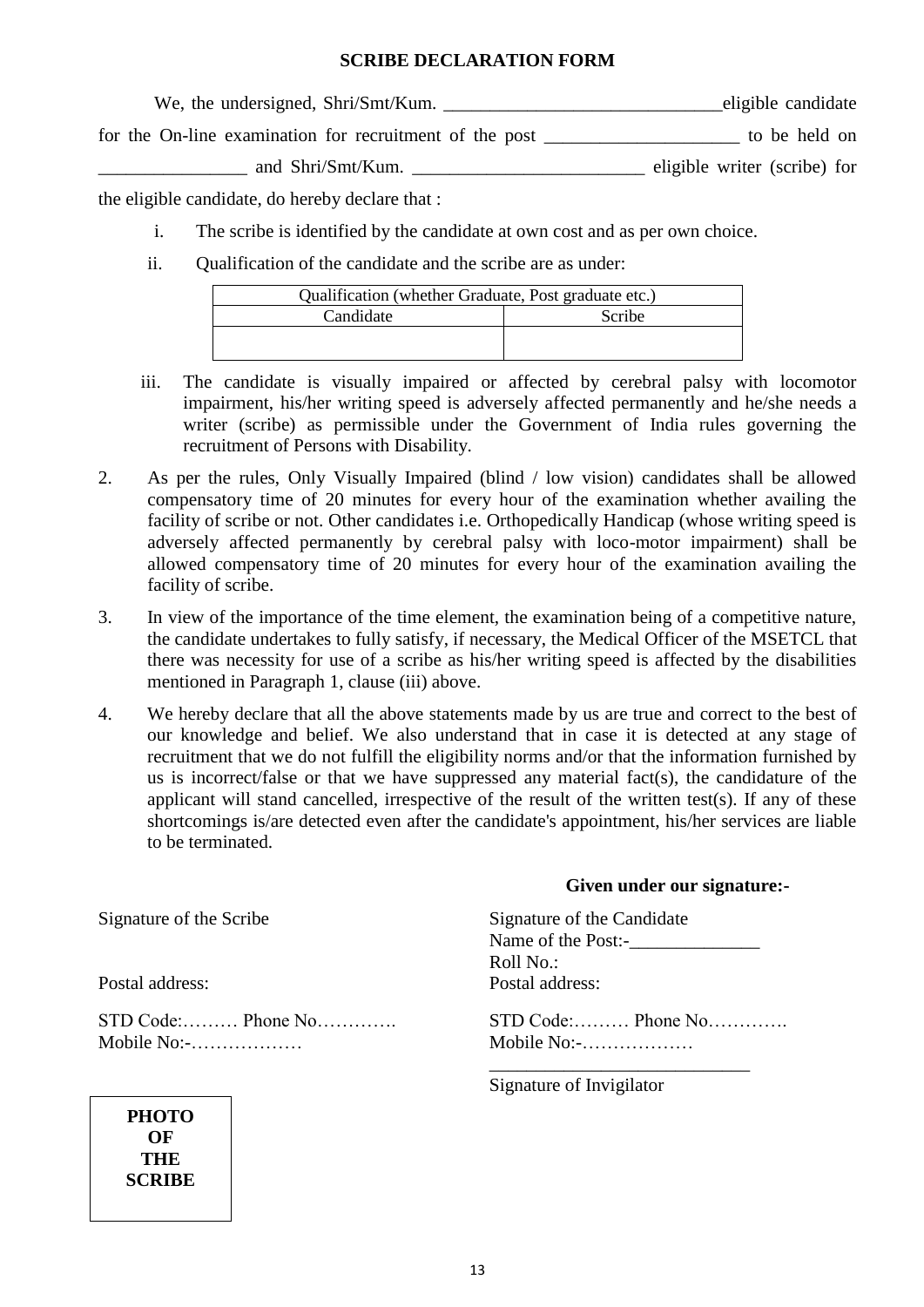**SCRIBE DECLARATION FORM**

We, the undersigned, Shri/Smt/Kum. ______________________________eligible candidate for the On-line examination for recruitment of the post _____________________ to be held on ________________ and Shri/Smt/Kum. _________________________ eligible writer (scribe) for the eligible candidate, do hereby declare that :

i. The scribe is identified by the candidate at own cost and as per own choice.

ii. Qualification of the candidate and the scribe are as under:

| Qualification (whether Graduate, Post graduate etc.) | |
|---|---|
| Candidate | Scribe |
| | |

iii. The candidate is visually impaired or affected by cerebral palsy with locomotor impairment, his/her writing speed is adversely affected permanently and he/she needs a writer (scribe) as permissible under the Government of India rules governing the recruitment of Persons with Disability.

2. As per the rules, Only Visually Impaired (blind / low vision) candidates shall be allowed compensatory time of 20 minutes for every hour of the examination whether availing the facility of scribe or not. Other candidates i.e. Orthopedically Handicap (whose writing speed is adversely affected permanently by cerebral palsy with loco-motor impairment) shall be allowed compensatory time of 20 minutes for every hour of the examination availing the facility of scribe.

3. In view of the importance of the time element, the examination being of a competitive nature, the candidate undertakes to fully satisfy, if necessary, the Medical Officer of the MSETCL that there was necessity for use of a scribe as his/her writing speed is affected by the disabilities mentioned in Paragraph 1, clause (iii) above.

4. We hereby declare that all the above statements made by us are true and correct to the best of our knowledge and belief. We also understand that in case it is detected at any stage of recruitment that we do not fulfill the eligibility norms and/or that the information furnished by us is incorrect/false or that we have suppressed any material fact(s), the candidature of the applicant will stand cancelled, irrespective of the result of the written test(s). If any of these shortcomings is/are detected even after the candidate's appointment, his/her services are liable to be terminated.

**Given under our signature:-**

Signature of the Scribe

Postal address:

STD Code:……… Phone No………….
Mobile No:-………………

Signature of the Candidate
Name of the Post:-______________
Roll No.:
Postal address:

STD Code:……… Phone No………….
Mobile No:-………………

____________________________
Signature of Invigilator

**PHOTO OF THE SCRIBE**